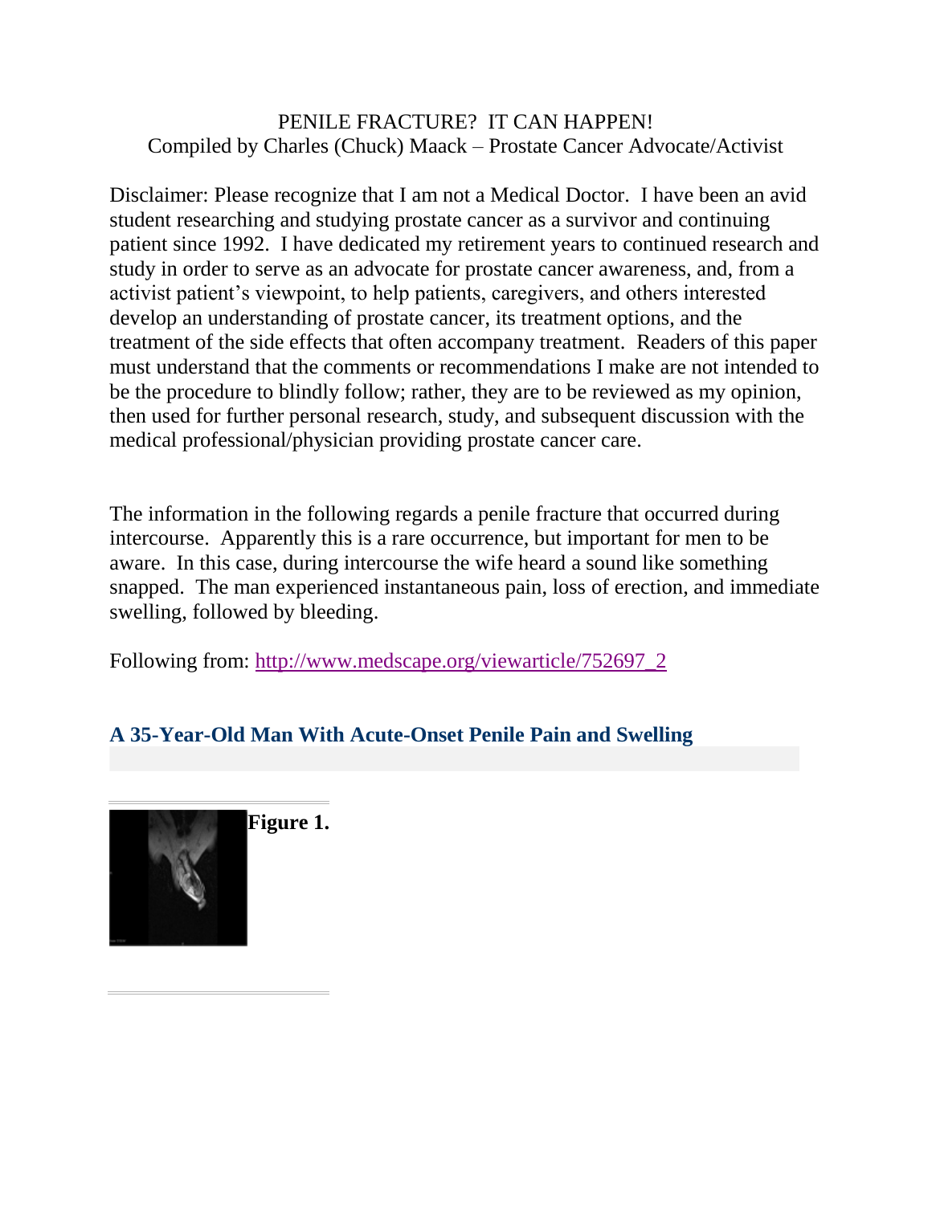PENILE FRACTURE? IT CAN HAPPEN!
Compiled by Charles (Chuck) Maack – Prostate Cancer Advocate/Activist

Disclaimer: Please recognize that I am not a Medical Doctor. I have been an avid student researching and studying prostate cancer as a survivor and continuing patient since 1992. I have dedicated my retirement years to continued research and study in order to serve as an advocate for prostate cancer awareness, and, from a activist patient's viewpoint, to help patients, caregivers, and others interested develop an understanding of prostate cancer, its treatment options, and the treatment of the side effects that often accompany treatment. Readers of this paper must understand that the comments or recommendations I make are not intended to be the procedure to blindly follow; rather, they are to be reviewed as my opinion, then used for further personal research, study, and subsequent discussion with the medical professional/physician providing prostate cancer care.

The information in the following regards a penile fracture that occurred during intercourse. Apparently this is a rare occurrence, but important for men to be aware. In this case, during intercourse the wife heard a sound like something snapped. The man experienced instantaneous pain, loss of erection, and immediate swelling, followed by bleeding.

Following from: [http://www.medscape.org/viewarticle/752697_2](http://www.medscape.org/viewarticle/752697_2)

## A 35-Year-Old Man With Acute-Onset Penile Pain and Swelling

**Figure 1.**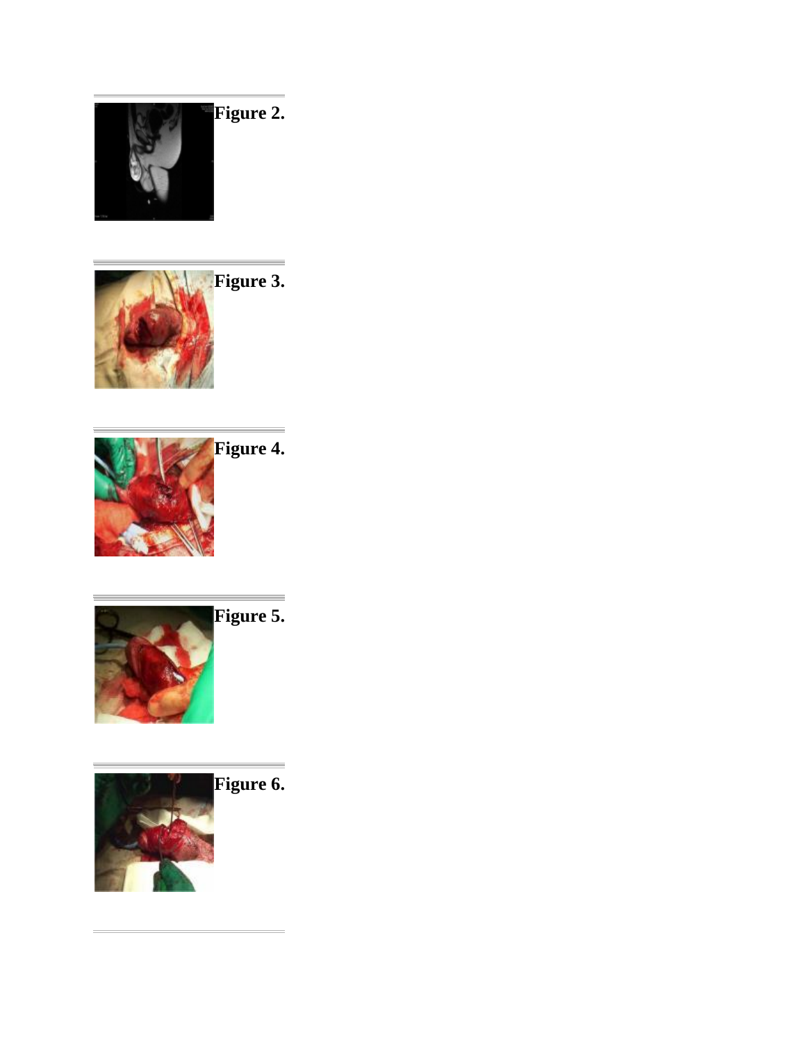**Figure 2.**

**Figure 3.**

**Figure 4.**

**Figure 5.**

**Figure 6.**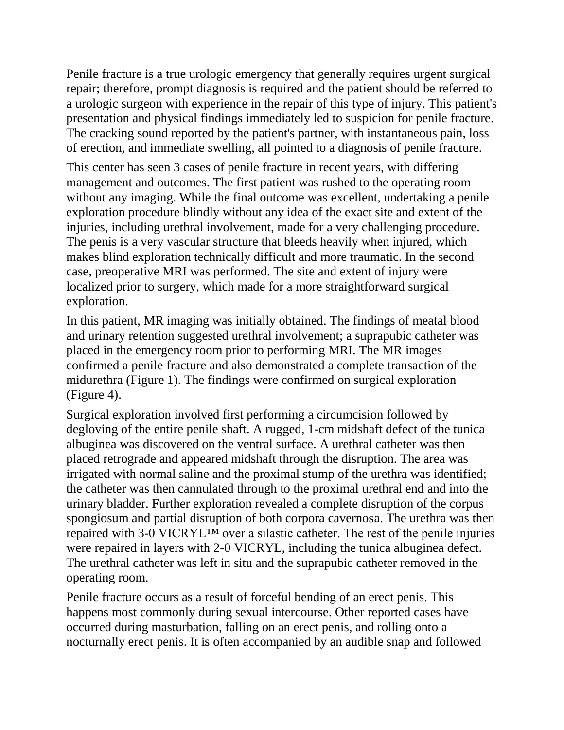Penile fracture is a true urologic emergency that generally requires urgent surgical repair; therefore, prompt diagnosis is required and the patient should be referred to a urologic surgeon with experience in the repair of this type of injury. This patient's presentation and physical findings immediately led to suspicion for penile fracture. The cracking sound reported by the patient's partner, with instantaneous pain, loss of erection, and immediate swelling, all pointed to a diagnosis of penile fracture.

This center has seen 3 cases of penile fracture in recent years, with differing management and outcomes. The first patient was rushed to the operating room without any imaging. While the final outcome was excellent, undertaking a penile exploration procedure blindly without any idea of the exact site and extent of the injuries, including urethral involvement, made for a very challenging procedure. The penis is a very vascular structure that bleeds heavily when injured, which makes blind exploration technically difficult and more traumatic. In the second case, preoperative MRI was performed. The site and extent of injury were localized prior to surgery, which made for a more straightforward surgical exploration.

In this patient, MR imaging was initially obtained. The findings of meatal blood and urinary retention suggested urethral involvement; a suprapubic catheter was placed in the emergency room prior to performing MRI. The MR images confirmed a penile fracture and also demonstrated a complete transaction of the midurethra (Figure 1). The findings were confirmed on surgical exploration (Figure 4).

Surgical exploration involved first performing a circumcision followed by degloving of the entire penile shaft. A rugged, 1-cm midshaft defect of the tunica albuginea was discovered on the ventral surface. A urethral catheter was then placed retrograde and appeared midshaft through the disruption. The area was irrigated with normal saline and the proximal stump of the urethra was identified; the catheter was then cannulated through to the proximal urethral end and into the urinary bladder. Further exploration revealed a complete disruption of the corpus spongiosum and partial disruption of both corpora cavernosa. The urethra was then repaired with 3-0 VICRYL™ over a silastic catheter. The rest of the penile injuries were repaired in layers with 2-0 VICRYL, including the tunica albuginea defect. The urethral catheter was left in situ and the suprapubic catheter removed in the operating room.

Penile fracture occurs as a result of forceful bending of an erect penis. This happens most commonly during sexual intercourse. Other reported cases have occurred during masturbation, falling on an erect penis, and rolling onto a nocturnally erect penis. It is often accompanied by an audible snap and followed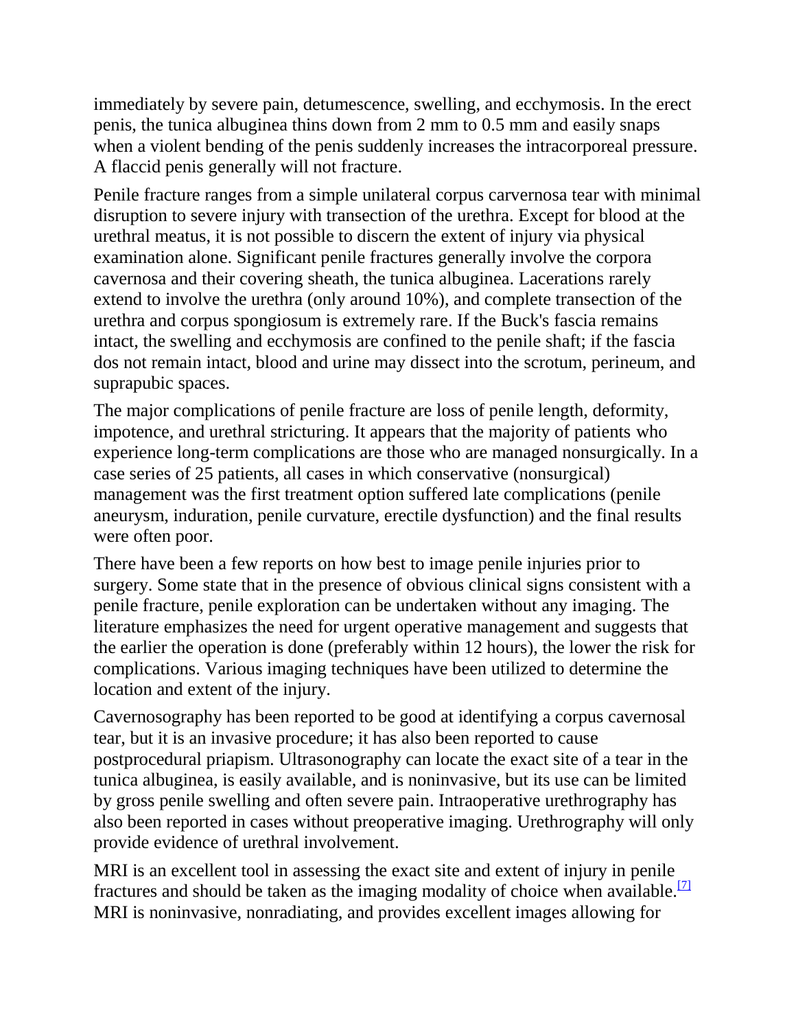immediately by severe pain, detumescence, swelling, and ecchymosis. In the erect penis, the tunica albuginea thins down from 2 mm to 0.5 mm and easily snaps when a violent bending of the penis suddenly increases the intracorporeal pressure. A flaccid penis generally will not fracture.

Penile fracture ranges from a simple unilateral corpus carvernosa tear with minimal disruption to severe injury with transection of the urethra. Except for blood at the urethral meatus, it is not possible to discern the extent of injury via physical examination alone. Significant penile fractures generally involve the corpora cavernosa and their covering sheath, the tunica albuginea. Lacerations rarely extend to involve the urethra (only around 10%), and complete transection of the urethra and corpus spongiosum is extremely rare. If the Buck's fascia remains intact, the swelling and ecchymosis are confined to the penile shaft; if the fascia dos not remain intact, blood and urine may dissect into the scrotum, perineum, and suprapubic spaces.

The major complications of penile fracture are loss of penile length, deformity, impotence, and urethral stricturing. It appears that the majority of patients who experience long-term complications are those who are managed nonsurgically. In a case series of 25 patients, all cases in which conservative (nonsurgical) management was the first treatment option suffered late complications (penile aneurysm, induration, penile curvature, erectile dysfunction) and the final results were often poor.

There have been a few reports on how best to image penile injuries prior to surgery. Some state that in the presence of obvious clinical signs consistent with a penile fracture, penile exploration can be undertaken without any imaging. The literature emphasizes the need for urgent operative management and suggests that the earlier the operation is done (preferably within 12 hours), the lower the risk for complications. Various imaging techniques have been utilized to determine the location and extent of the injury.

Cavernosography has been reported to be good at identifying a corpus cavernosal tear, but it is an invasive procedure; it has also been reported to cause postprocedural priapism. Ultrasonography can locate the exact site of a tear in the tunica albuginea, is easily available, and is noninvasive, but its use can be limited by gross penile swelling and often severe pain. Intraoperative urethrography has also been reported in cases without preoperative imaging. Urethrography will only provide evidence of urethral involvement.

MRI is an excellent tool in assessing the exact site and extent of injury in penile fractures and should be taken as the imaging modality of choice when available.[7] MRI is noninvasive, nonradiating, and provides excellent images allowing for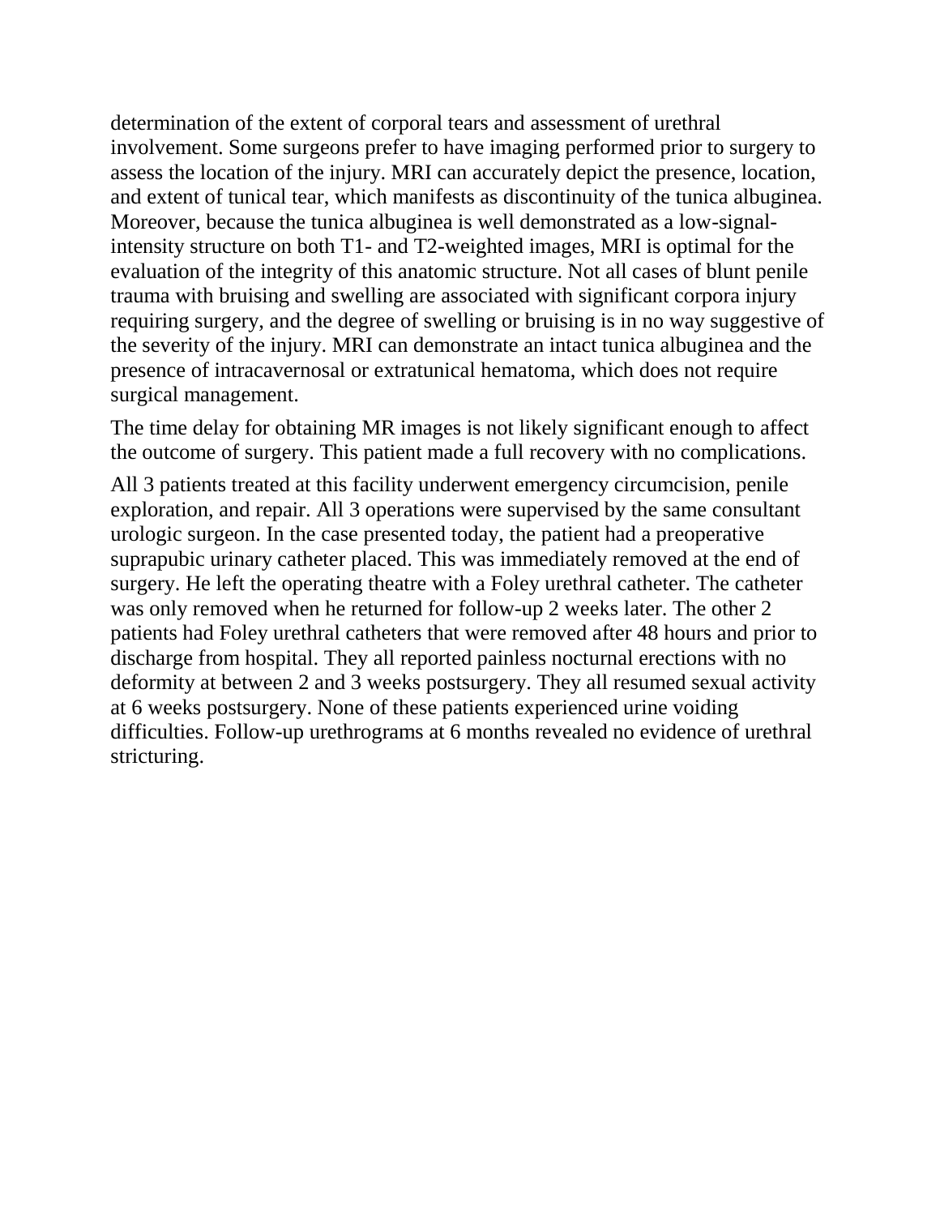determination of the extent of corporal tears and assessment of urethral involvement. Some surgeons prefer to have imaging performed prior to surgery to assess the location of the injury. MRI can accurately depict the presence, location, and extent of tunical tear, which manifests as discontinuity of the tunica albuginea. Moreover, because the tunica albuginea is well demonstrated as a low-signal-intensity structure on both T1- and T2-weighted images, MRI is optimal for the evaluation of the integrity of this anatomic structure. Not all cases of blunt penile trauma with bruising and swelling are associated with significant corpora injury requiring surgery, and the degree of swelling or bruising is in no way suggestive of the severity of the injury. MRI can demonstrate an intact tunica albuginea and the presence of intracavernosal or extratunical hematoma, which does not require surgical management.

The time delay for obtaining MR images is not likely significant enough to affect the outcome of surgery. This patient made a full recovery with no complications.

All 3 patients treated at this facility underwent emergency circumcision, penile exploration, and repair. All 3 operations were supervised by the same consultant urologic surgeon. In the case presented today, the patient had a preoperative suprapubic urinary catheter placed. This was immediately removed at the end of surgery. He left the operating theatre with a Foley urethral catheter. The catheter was only removed when he returned for follow-up 2 weeks later. The other 2 patients had Foley urethral catheters that were removed after 48 hours and prior to discharge from hospital. They all reported painless nocturnal erections with no deformity at between 2 and 3 weeks postsurgery. They all resumed sexual activity at 6 weeks postsurgery. None of these patients experienced urine voiding difficulties. Follow-up urethrograms at 6 months revealed no evidence of urethral stricturing.